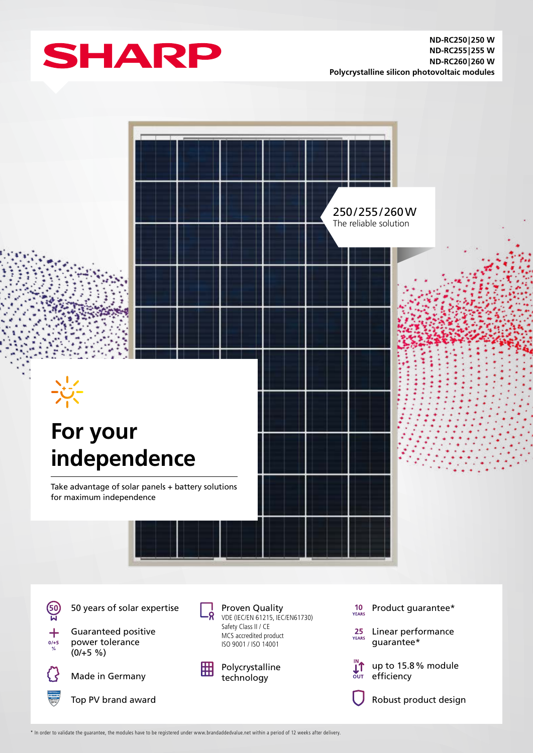# SHARP

**ND-RC250|250 W**
**ND-RC255|255 W**
**ND-RC260|260 W**
**Polycrystalline silicon photovoltaic modules**

250/255/260 W
The reliable solution

# For your independence

Take advantage of solar panels + battery solutions for maximum independence

- 50 years of solar expertise
- Guaranteed positive power tolerance (0/+5 %)
- Made in Germany
- Top PV brand award
- Proven Quality
  VDE (IEC/EN 61215, IEC/EN61730)
  Safety Class II / CE
  MCS accredited product
  ISO 9001 / ISO 14001
- Polycrystalline technology
- 10 YEARS Product guarantee*
- 25 YEARS Linear performance guarantee*
- up to 15.8 % module efficiency
- Robust product design

* In order to validate the guarantee, the modules have to be registered under www.brandaddedvalue.net within a period of 12 weeks after delivery.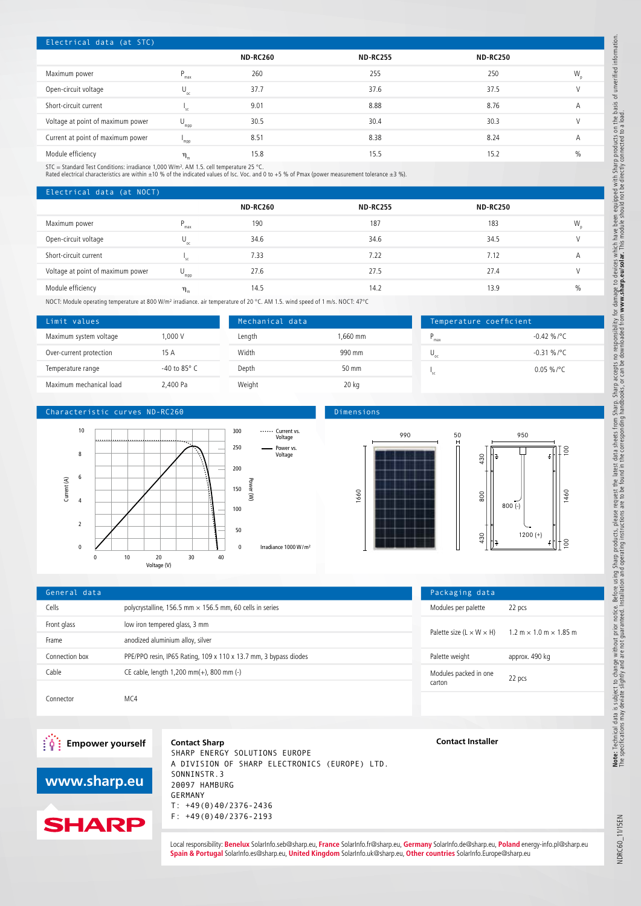## Electrical data (at STC)

| | | ND-RC260 | ND-RC255 | ND-RC250 | |
|---|---|---|---|---|---|
| Maximum power | $P_{max}$ | 260 | 255 | 250 | $W_p$ |
| Open-circuit voltage | $U_{oc}$ | 37.7 | 37.6 | 37.5 | V |
| Short-circuit current | $I_{sc}$ | 9.01 | 8.88 | 8.76 | A |
| Voltage at point of maximum power | $U_{mpp}$ | 30.5 | 30.4 | 30.3 | V |
| Current at point of maximum power | $I_{mpp}$ | 8.51 | 8.38 | 8.24 | A |
| Module efficiency | $\eta_m$ | 15.8 | 15.5 | 15.2 | % |

STC = Standard Test Conditions: irradiance 1,000 W/m². AM 1.5. cell temperature 25 °C.
Rated electrical characteristics are within ±10 % of the indicated values of Isc. Voc. and 0 to +5 % of Pmax (power measurement tolerance ±3 %).

## Electrical data (at NOCT)

| | | ND-RC260 | ND-RC255 | ND-RC250 | |
|---|---|---|---|---|---|
| Maximum power | $P_{max}$ | 190 | 187 | 183 | $W_p$ |
| Open-circuit voltage | $U_{oc}$ | 34.6 | 34.6 | 34.5 | V |
| Short-circuit current | $I_{sc}$ | 7.33 | 7.22 | 7.12 | A |
| Voltage at point of maximum power | $U_{mpp}$ | 27.6 | 27.5 | 27.4 | V |
| Module efficiency | $\eta_m$ | 14.5 | 14.2 | 13.9 | % |

NOCT: Module operating temperature at 800 W/m² irradiance. air temperature of 20 °C. AM 1.5. wind speed of 1 m/s. NOCT: 47°C

## Limit values

| | |
|---|---|
| Maximum system voltage | 1,000 V |
| Over-current protection | 15 A |
| Temperature range | -40 to 85° C |
| Maximum mechanical load | 2,400 Pa |

## Mechanical data

| | |
|---|---|
| Length | 1,660 mm |
| Width | 990 mm |
| Depth | 50 mm |
| Weight | 20 kg |

## Temperature coefficient

| | |
|---|---|
| $P_{max}$ | -0.42 % /°C |
| $U_{oc}$ | -0.31 % /°C |
| $I_{sc}$ | 0.05 % /°C |

## Characteristic curves ND-RC260

Current (A)
Voltage (V)
Power (W)
Current vs. Voltage
Power vs. Voltage
Irradiance 1000 W/m²

## Dimensions

990
50
950
1660
430
800
430
100
1460
100
800 (-)
1200 (+)

## General data

| | |
|---|---|
| Cells | polycrystalline, 156.5 mm × 156.5 mm, 60 cells in series |
| Front glass | low iron tempered glass, 3 mm |
| Frame | anodized aluminium alloy, silver |
| Connection box | PPE/PPO resin, IP65 Rating, 109 x 110 x 13.7 mm, 3 bypass diodes |
| Cable | CE cable, length 1,200 mm(+), 800 mm (-) |
| Connector | MC4 |

## Packaging data

| | |
|---|---|
| Modules per palette | 22 pcs |
| Palette size (L × W × H) | 1.2 m × 1.0 m × 1.85 m |
| Palette weight | approx. 490 kg |
| Modules packed in one carton | 22 pcs |

**Empower yourself**

**www.sharp.eu**

SHARP

**Contact Sharp**
SHARP ENERGY SOLUTIONS EUROPE
A DIVISION OF SHARP ELECTRONICS (EUROPE) LTD.
SONNINSTR.3
20097 HAMBURG
GERMANY
T: +49(0)40/2376-2436
F: +49(0)40/2376-2193

**Contact Installer**

Local responsibility: **Benelux** SolarInfo.seb@sharp.eu, **France** SolarInfo.fr@sharp.eu, **Germany** SolarInfo.de@sharp.eu, **Poland** energy-info.pl@sharp.eu **Spain & Portugal** SolarInfo.es@sharp.eu, **United Kingdom** SolarInfo.uk@sharp.eu, **Other countries** SolarInfo.Europe@sharp.eu

**Note:** Technical data is subject to change without prior notice. Before using Sharp products, please request the latest data sheets from Sharp. Sharp accepts no responsibility for damage to devices which have been equipped with Sharp products on the basis of unverified information. The specifications may deviate slightly and are not guaranteed. Installation and operating instructions are to be found in the corresponding handbooks, or can be downloaded from **www.sharp.eu/solar.** This module should not be directly connected to a load.

NDRC60_11/15EN